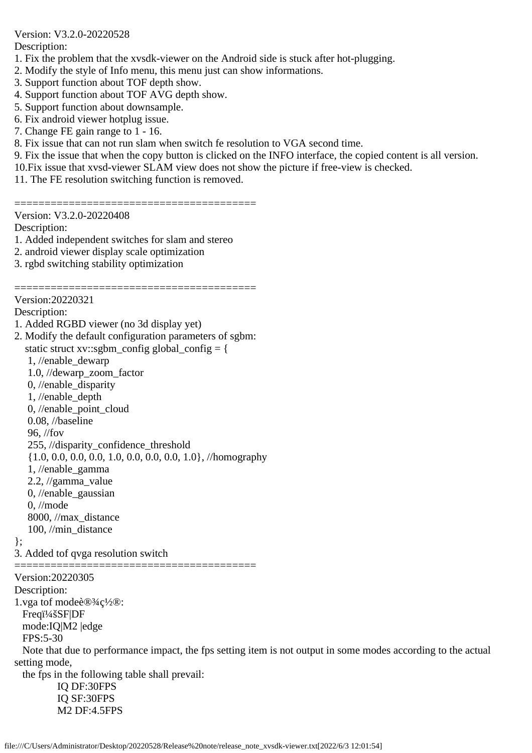Version: V3.2.0-20220528
Description:
1. Fix the problem that the xvsdk-viewer on the Android side is stuck after hot-plugging.
2. Modify the style of Info menu, this menu just can show informations.
3. Support function about TOF depth show.
4. Support function about TOF AVG depth show.
5. Support function about downsample.
6. Fix android viewer hotplug issue.
7. Change FE gain range to 1 - 16.
8. Fix issue that can not run slam when switch fe resolution to VGA second time.
9. Fix the issue that when the copy button is clicked on the INFO interface, the copied content is all version.
10.Fix issue that xvsd-viewer SLAM view does not show the picture if free-view is checked.
11. The FE resolution switching function is removed.

========================================
Version: V3.2.0-20220408
Description:
1. Added independent switches for slam and stereo
2. android viewer display scale optimization
3. rgbd switching stability optimization

========================================
Version:20220321
Description:
1. Added RGBD viewer (no 3d display yet)
2. Modify the default configuration parameters of sgbm:

```
   static struct xv::sgbm_config global_config = {
    1, //enable_dewarp
    1.0, //dewarp_zoom_factor
    0, //enable_disparity
    1, //enable_depth
    0, //enable_point_cloud
    0.08, //baseline
    96, //fov
    255, //disparity_confidence_threshold
    {1.0, 0.0, 0.0, 0.0, 1.0, 0.0, 0.0, 0.0, 1.0}, //homography
    1, //enable_gamma
    2.2, //gamma_value
    0, //enable_gaussian
    0, //mode
    8000, //max_distance
    100, //min_distance
};
```

3. Added tof qvga resolution switch
========================================
Version:20220305
Description:
1.vga tof modeè®¾ç½®:
  Freqï¼šSF|DF
  mode:IQ|M2 |edge
  FPS:5-30
  Note that due to performance impact, the fps setting item is not output in some modes according to the actual setting mode,
  the fps in the following table shall prevail:
        IQ DF:30FPS
        IQ SF:30FPS
        M2 DF:4.5FPS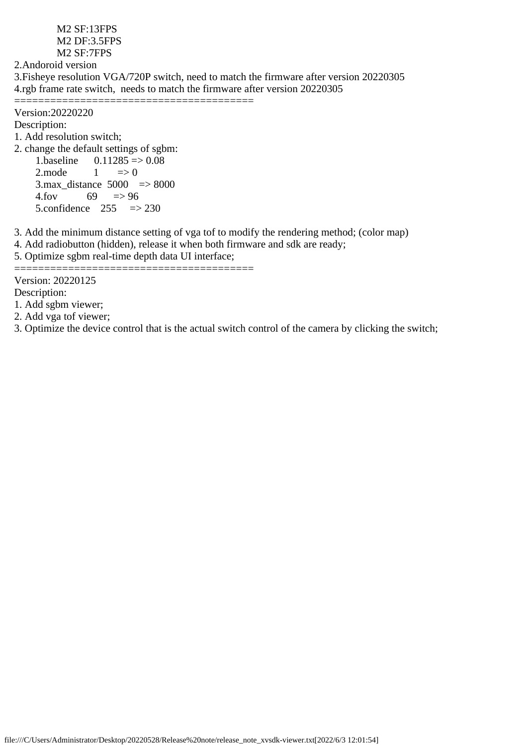M2 SF:13FPS
M2 DF:3.5FPS
M2 SF:7FPS

2.Andoroid version

3.Fisheye resolution VGA/720P switch, need to match the firmware after version 20220305

4.rgb frame rate switch, needs to match the firmware after version 20220305

========================================

Version:20220220

Description:

1. Add resolution switch;
2. change the default settings of sgbm:
   1.baseline 0.11285 => 0.08
   2.mode 1 => 0
   3.max_distance 5000 => 8000
   4.fov 69 => 96
   5.confidence 255 => 230

3. Add the minimum distance setting of vga tof to modify the rendering method; (color map)
4. Add radiobutton (hidden), release it when both firmware and sdk are ready;
5. Optimize sgbm real-time depth data UI interface;

========================================

Version: 20220125

Description:

1. Add sgbm viewer;
2. Add vga tof viewer;
3. Optimize the device control that is the actual switch control of the camera by clicking the switch;